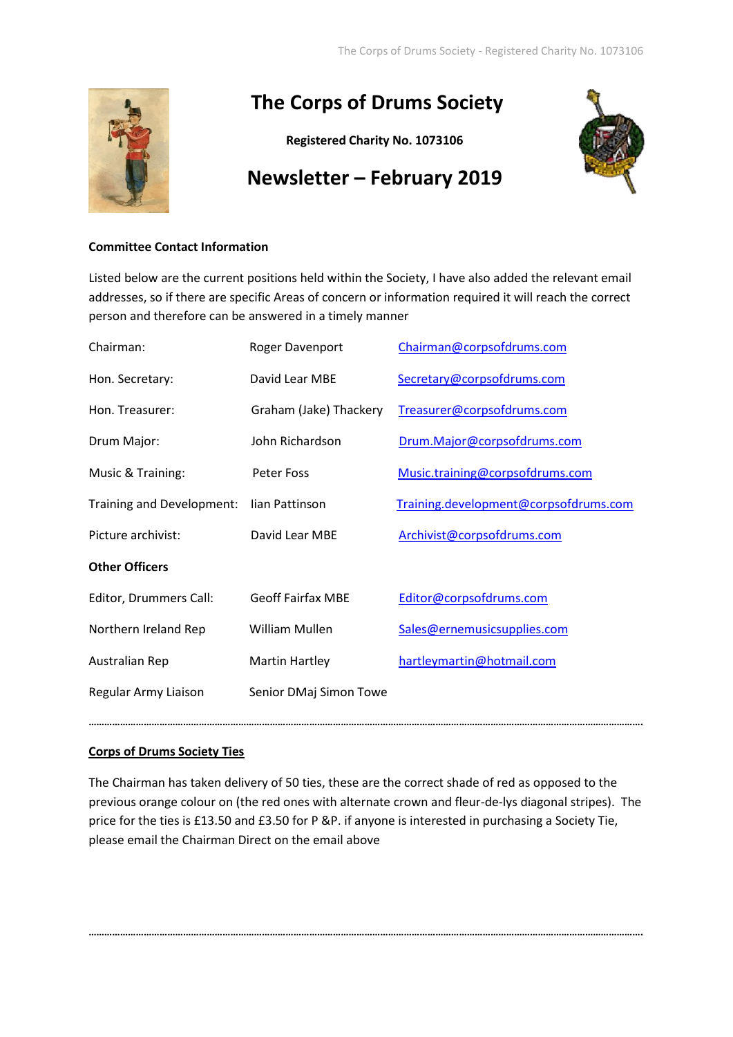# The Corps of Drums Society

**Registered Charity No. 1073106**

## Newsletter – February 2019

**Committee Contact Information**

Listed below are the current positions held within the Society, I have also added the relevant email addresses, so if there are specific Areas of concern or information required it will reach the correct person and therefore can be answered in a timely manner

| | | |
|---|---|---|
| Chairman: | Roger Davenport | Chairman@corpsofdrums.com |
| Hon. Secretary: | David Lear MBE | Secretary@corpsofdrums.com |
| Hon. Treasurer: | Graham (Jake) Thackery | Treasurer@corpsofdrums.com |
| Drum Major: | John Richardson | Drum.Major@corpsofdrums.com |
| Music & Training: | Peter Foss | Music.training@corpsofdrums.com |
| Training and Development: | Iian Pattinson | Training.development@corpsofdrums.com |
| Picture archivist: | David Lear MBE | Archivist@corpsofdrums.com |
| **Other Officers** | | |
| Editor, Drummers Call: | Geoff Fairfax MBE | Editor@corpsofdrums.com |
| Northern Ireland Rep | William Mullen | Sales@ernemusicsupplies.com |
| Australian Rep | Martin Hartley | hartleymartin@hotmail.com |
| Regular Army Liaison | Senior DMaj Simon Towe | |

---

**Corps of Drums Society Ties**

The Chairman has taken delivery of 50 ties, these are the correct shade of red as opposed to the previous orange colour on (the red ones with alternate crown and fleur-de-lys diagonal stripes). The price for the ties is £13.50 and £3.50 for P &P. if anyone is interested in purchasing a Society Tie, please email the Chairman Direct on the email above

---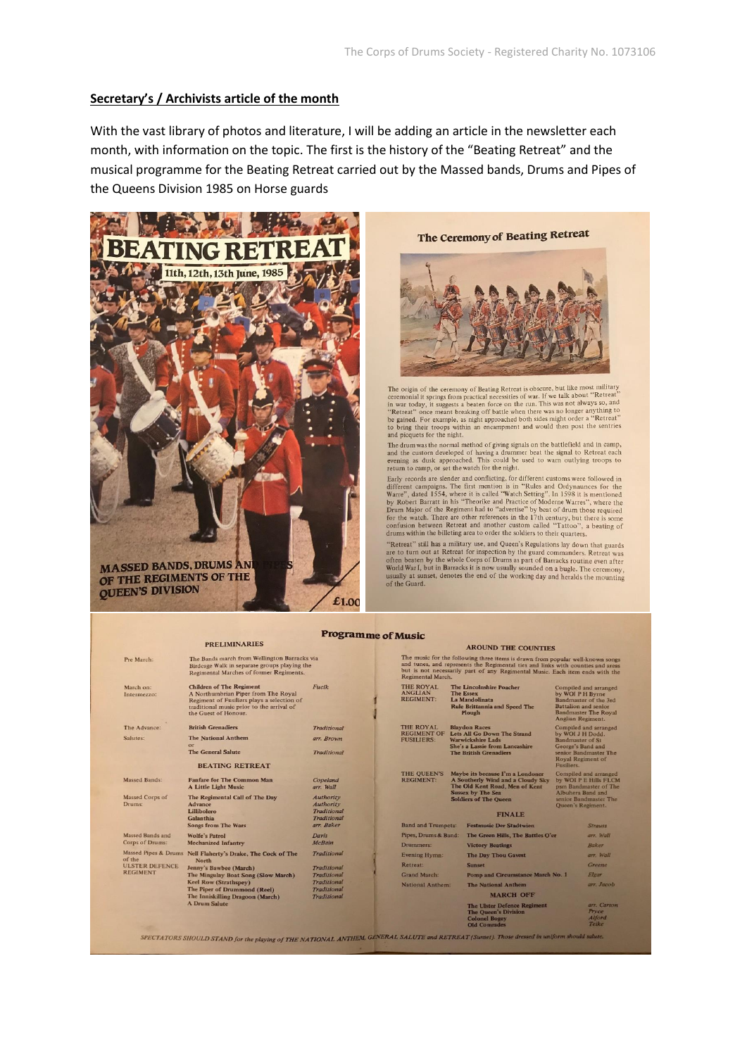## Secretary's / Archivists article of the month

With the vast library of photos and literature, I will be adding an article in the newsletter each month, with information on the topic. The first is the history of the "Beating Retreat" and the musical programme for the Beating Retreat carried out by the Massed bands, Drums and Pipes of the Queens Division 1985 on Horse guards

# BEATING RETREAT

11th, 12th, 13th June, 1985

MASSED BANDS, DRUMS AND PIPES OF THE REGIMENTS OF THE QUEEN'S DIVISION

£1.00

## The Ceremony of Beating Retreat

The origin of the ceremony of Beating Retreat is obscure, but like most military ceremonial it springs from practical necessities of war. If we talk about "Retreat" in war today, it suggests a beaten force on the run. This was not always so, and "Retreat" once meant breaking off battle when there was no longer anything to be gained. For example, as night approached both sides might order a "Retreat" to bring their troops within an encampment and would then post the sentries and picquets for the night.

The drum was the normal method of giving signals on the battlefield and in camp, and the custom developed of having a drummer beat the signal to Retreat each evening as dusk approached. This could be used to warn outlying troops to return to camp, or set the watch for the night.

Early records are slender and conflicting, for different customs were followed in different campaigns. The first mention is in "Rules and Ordynaunces for the Warre", dated 1554, where it is called "Watch Setting". In 1598 it is mentioned by Robert Barratt in his "Theorike and Practice of Moderne Warres", where the Drum Major of the Regiment had to "advertise" by beat of drum those required for the watch. There are other references in the 17th century, but there is some confusion between Retreat and another custom called "Tattoo", a beating of drums within the billeting area to order the soldiers to their quarters.

"Retreat" still has a military use, and Queen's Regulations lay down that guards are to turn out at Retreat for inspection by the guard commanders. Retreat was often beaten by the whole Corps of Drums as part of Barracks routine even after World War I, but in Barracks it is now usually sounded on a bugle. The ceremony, usually at sunset, denotes the end of the working day and heralds the mounting of the Guard.

## Programme of Music

### PRELIMINARIES

| | | |
|---|---|---|
| Pre March: | The Bands march from Wellington Barracks via Birdcage Walk in separate groups playing the Regimental Marches of former Regiments. | |
| March on: Intermezzo: | Children of The Regiment<br>A Northumbrian Piper from The Royal Regiment of Fusiliers plays a selection of traditional music prior to the arrival of the Guest of Honour. | Fucik |
| The Advance: | British Grenadiers | Traditional |
| Salutes: | The National Anthem<br>or<br>The General Salute | arr. Brown<br><br>Traditional |

### BEATING RETREAT

| | | |
|---|---|---|
| Massed Bands: | Fanfare for The Common Man<br>A Little Light Music | Copeland<br>arr. Wall |
| Massed Corps of Drums: | The Regimental Call of The Day<br>Advance<br>Lillibolero<br>Galanthia<br>Songs from The Wars | Authority<br>Authority<br>Traditional<br>Traditional<br>arr. Baker |
| Massed Bands and Corps of Drums: | Wolfe's Patrol<br>Mechanized Infantry | Davis<br>McBain |
| Massed Pipes & Drums of the ULSTER DEFENCE REGIMENT | Nell Flaherty's Drake, The Cock of The North<br>Jenny's Bawbee (March)<br>The Mingulay Boat Song (Slow March)<br>Keel Row (Strathspey)<br>The Piper of Drummond (Reel)<br>The Inniskilling Dragoon (March)<br>A Drum Salute | Traditional<br>Traditional<br>Traditional<br>Traditional<br>Traditional<br>Traditional |

### AROUND THE COUNTIES

The music for the following three items is drawn from popular well-known songs and tunes, and represents the Regimental ties and links with counties and areas but is not necessarily part of any Regimental Music. Each item ends with the Regimental March.

| | | |
|---|---|---|
| THE ROYAL ANGLIAN REGIMENT: | The Lincolnshire Poacher<br>The Essex<br>La Mandolinata<br>Rule Brittannia and Speed The Plough | Compiled and arranged by WOI P H Byrne Bandmaster of the 3rd Battalion and senior Bandmaster The Royal Anglian Regiment. |
| THE ROYAL REGIMENT OF FUSILIERS: | Blaydon Races<br>Lets All Go Down The Strand<br>Warwickshire Lads<br>She's a Lassie from Lancashire<br>The British Grenadiers | Compiled and arranged by WOI J H Dodd, Bandmaster of St George's Band and senior Bandmaster The Royal Regiment of Fusiliers. |
| THE QUEEN'S REGIMENT: | Maybe its because I'm a Londoner<br>A Southerly Wind and a Cloudy Sky<br>The Old Kent Road, Men of Kent<br>Sussex by The Sea<br>Soldiers of The Queen | Compiled and arranged by WOI P E Hills FLCM psm Bandmaster of The Albuhera Band and senior Bandmaster The Queen's Regiment. |

### FINALE

| | | |
|---|---|---|
| Band and Trumpets: | Festmusic Der Stadtwien | Strauss |
| Pipes, Drums & Band: | The Green Hills, The Battles O'er | arr. Wall |
| Drummers: | Victory Beatings | Baker |
| Evening Hymn: | The Day Thou Gavest | arr. Wall |
| Retreat: | Sunset | Greene |
| Grand March: | Pomp and Circumstance March No. 1 | Elgar |
| National Anthem: | The National Anthem | arr. Jacob |

### MARCH OFF

| | |
|---|---|
| The Ulster Defence Regiment | arr. Carson |
| The Queen's Division | Pryce |
| Colonel Bogey | Alford |
| Old Comrades | Teike |

*SPECTATORS SHOULD STAND for the playing of THE NATIONAL ANTHEM, GENERAL SALUTE and RETREAT (Sunset). Those dressed in uniform should salute.*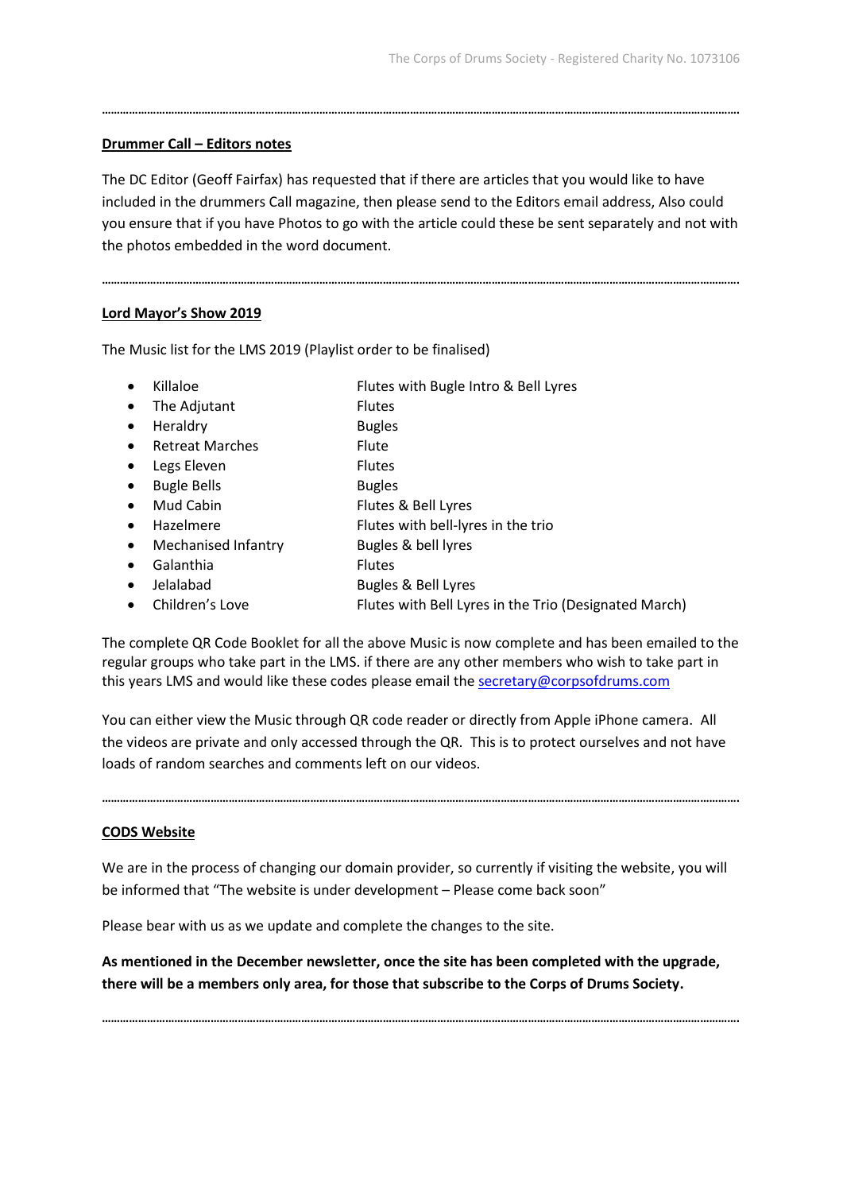## Drummer Call – Editors notes

The DC Editor (Geoff Fairfax) has requested that if there are articles that you would like to have included in the drummers Call magazine, then please send to the Editors email address, Also could you ensure that if you have Photos to go with the article could these be sent separately and not with the photos embedded in the word document.

---

## Lord Mayor's Show 2019

The Music list for the LMS 2019 (Playlist order to be finalised)

| | |
|---|---|
| Killaloe | Flutes with Bugle Intro & Bell Lyres |
| The Adjutant | Flutes |
| Heraldry | Bugles |
| Retreat Marches | Flute |
| Legs Eleven | Flutes |
| Bugle Bells | Bugles |
| Mud Cabin | Flutes & Bell Lyres |
| Hazelmere | Flutes with bell-lyres in the trio |
| Mechanised Infantry | Bugles & bell lyres |
| Galanthia | Flutes |
| Jelalabad | Bugles & Bell Lyres |
| Children's Love | Flutes with Bell Lyres in the Trio (Designated March) |

The complete QR Code Booklet for all the above Music is now complete and has been emailed to the regular groups who take part in the LMS. if there are any other members who wish to take part in this years LMS and would like these codes please email the secretary@corpsofdrums.com

You can either view the Music through QR code reader or directly from Apple iPhone camera. All the videos are private and only accessed through the QR. This is to protect ourselves and not have loads of random searches and comments left on our videos.

---

## CODS Website

We are in the process of changing our domain provider, so currently if visiting the website, you will be informed that "The website is under development – Please come back soon"

Please bear with us as we update and complete the changes to the site.

**As mentioned in the December newsletter, once the site has been completed with the upgrade, there will be a members only area, for those that subscribe to the Corps of Drums Society.**

---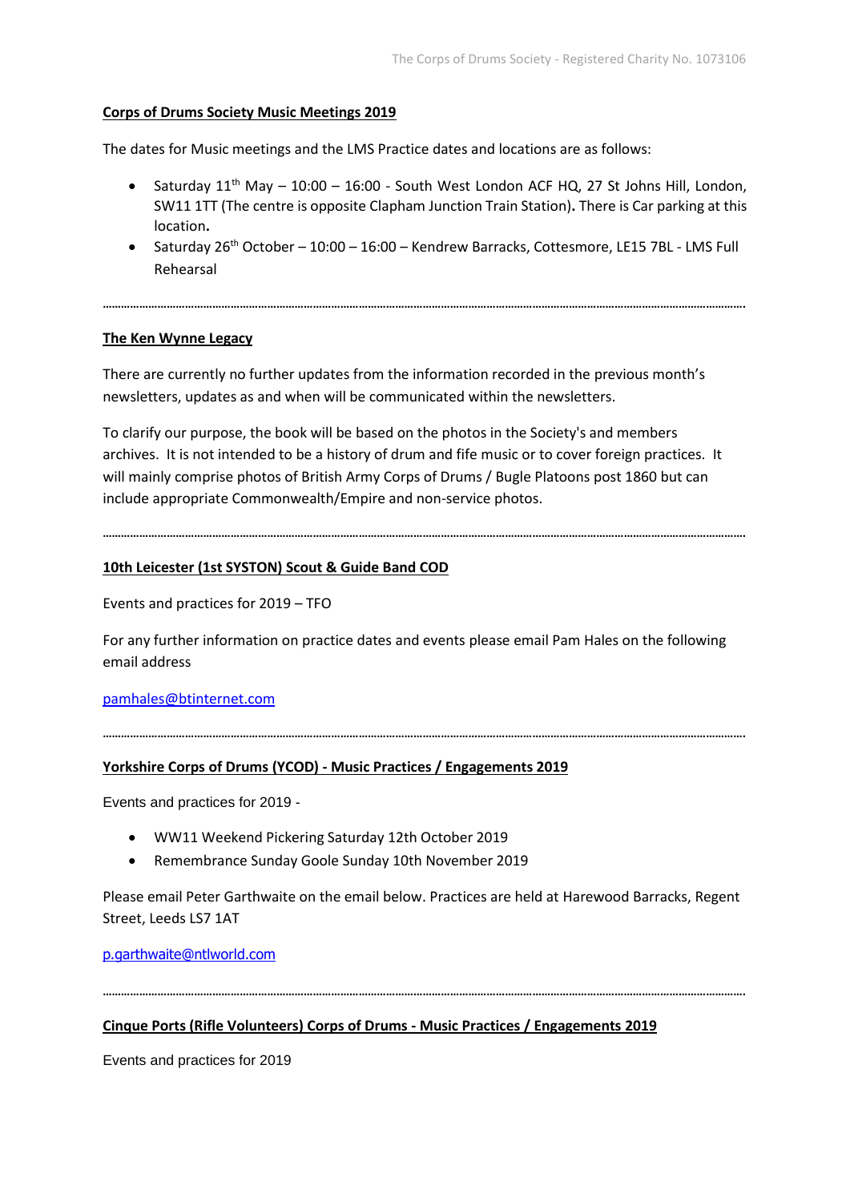**Corps of Drums Society Music Meetings 2019**

The dates for Music meetings and the LMS Practice dates and locations are as follows:

- Saturday 11th May – 10:00 – 16:00 - South West London ACF HQ, 27 St Johns Hill, London, SW11 1TT (The centre is opposite Clapham Junction Train Station)**.** There is Car parking at this location**.**
- Saturday 26th October – 10:00 – 16:00 – Kendrew Barracks, Cottesmore, LE15 7BL - LMS Full Rehearsal

…………………………………………………………………………………………………………………………………………………………………

**The Ken Wynne Legacy**

There are currently no further updates from the information recorded in the previous month's newsletters, updates as and when will be communicated within the newsletters.

To clarify our purpose, the book will be based on the photos in the Society's and members archives. It is not intended to be a history of drum and fife music or to cover foreign practices. It will mainly comprise photos of British Army Corps of Drums / Bugle Platoons post 1860 but can include appropriate Commonwealth/Empire and non-service photos.

…………………………………………………………………………………………………………………………………………………………………

**10th Leicester (1st SYSTON) Scout & Guide Band COD**

Events and practices for 2019 – TFO

For any further information on practice dates and events please email Pam Hales on the following email address

pamhales@btinternet.com

…………………………………………………………………………………………………………………………………………………………………

**Yorkshire Corps of Drums (YCOD) - Music Practices / Engagements 2019**

Events and practices for 2019 -

- WW11 Weekend Pickering Saturday 12th October 2019
- Remembrance Sunday Goole Sunday 10th November 2019

Please email Peter Garthwaite on the email below. Practices are held at Harewood Barracks, Regent Street, Leeds LS7 1AT

p.garthwaite@ntlworld.com

…………………………………………………………………………………………………………………………………………………………………

**Cinque Ports (Rifle Volunteers) Corps of Drums - Music Practices / Engagements 2019**

Events and practices for 2019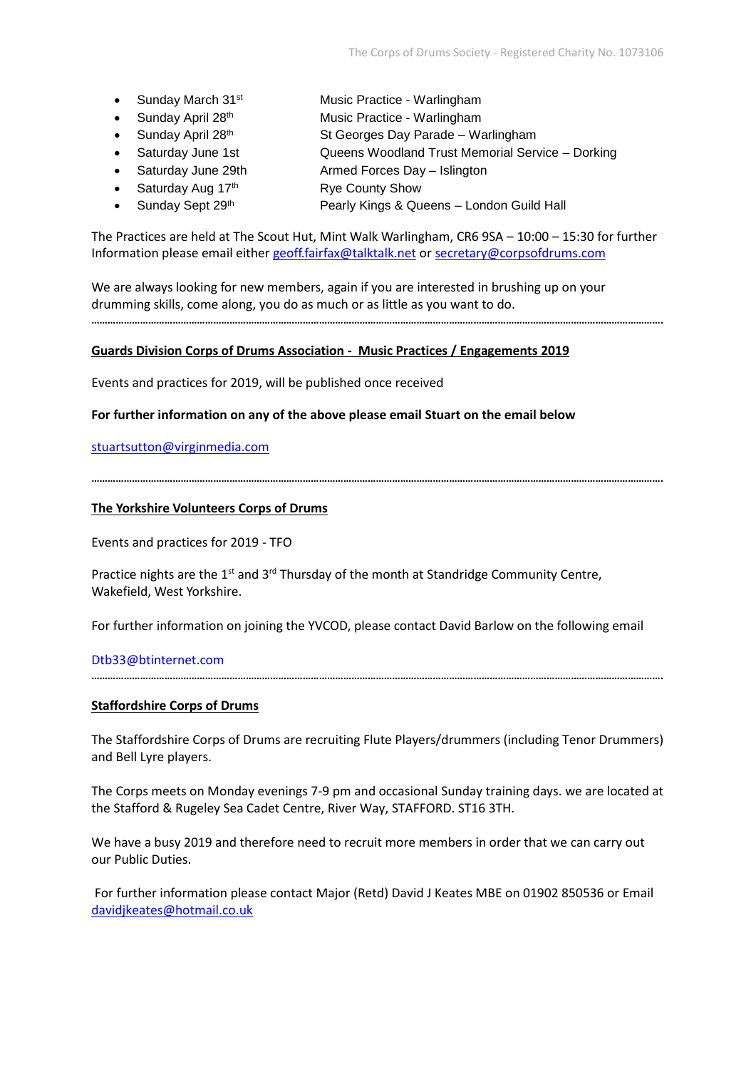- Sunday March 31st — Music Practice - Warlingham
- Sunday April 28th — Music Practice - Warlingham
- Sunday April 28th — St Georges Day Parade – Warlingham
- Saturday June 1st — Queens Woodland Trust Memorial Service – Dorking
- Saturday June 29th — Armed Forces Day – Islington
- Saturday Aug 17th — Rye County Show
- Sunday Sept 29th — Pearly Kings & Queens – London Guild Hall

The Practices are held at The Scout Hut, Mint Walk Warlingham, CR6 9SA – 10:00 – 15:30 for further Information please email either geoff.fairfax@talktalk.net or secretary@corpsofdrums.com

We are always looking for new members, again if you are interested in brushing up on your drumming skills, come along, you do as much or as little as you want to do.

---

**Guards Division Corps of Drums Association - Music Practices / Engagements 2019**

Events and practices for 2019, will be published once received

**For further information on any of the above please email Stuart on the email below**

stuartsutton@virginmedia.com

---

**The Yorkshire Volunteers Corps of Drums**

Events and practices for 2019 - TFO

Practice nights are the 1st and 3rd Thursday of the month at Standridge Community Centre, Wakefield, West Yorkshire.

For further information on joining the YVCOD, please contact David Barlow on the following email

Dtb33@btinternet.com

---

**Staffordshire Corps of Drums**

The Staffordshire Corps of Drums are recruiting Flute Players/drummers (including Tenor Drummers) and Bell Lyre players.

The Corps meets on Monday evenings 7-9 pm and occasional Sunday training days. we are located at the Stafford & Rugeley Sea Cadet Centre, River Way, STAFFORD. ST16 3TH.

We have a busy 2019 and therefore need to recruit more members in order that we can carry out our Public Duties.

For further information please contact Major (Retd) David J Keates MBE on 01902 850536 or Email davidjkeates@hotmail.co.uk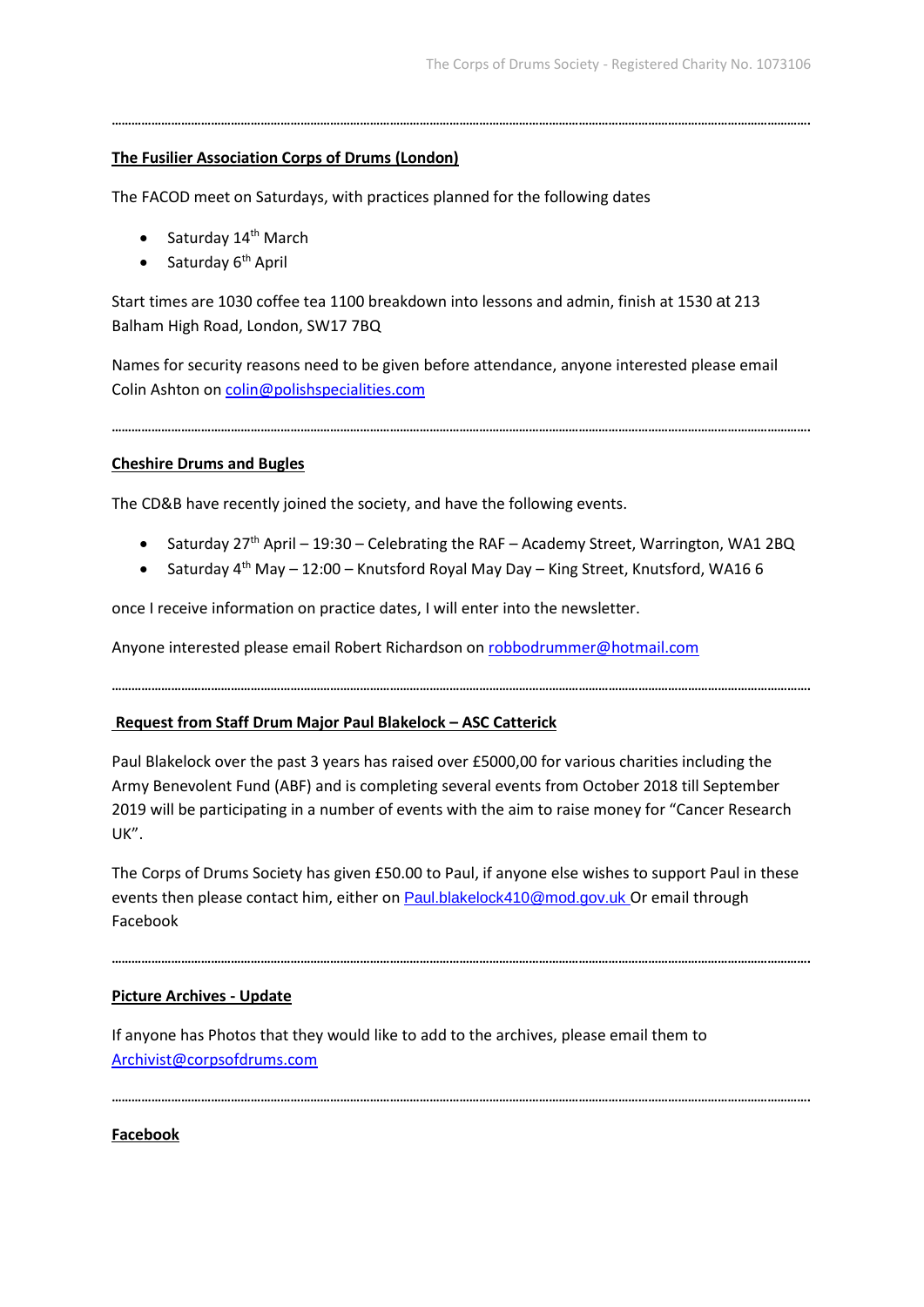---

**The Fusilier Association Corps of Drums (London)**

The FACOD meet on Saturdays, with practices planned for the following dates

- Saturday 14th March
- Saturday 6th April

Start times are 1030 coffee tea 1100 breakdown into lessons and admin, finish at 1530 at 213 Balham High Road, London, SW17 7BQ

Names for security reasons need to be given before attendance, anyone interested please email Colin Ashton on colin@polishspecialities.com

---

**Cheshire Drums and Bugles**

The CD&B have recently joined the society, and have the following events.

- Saturday 27th April – 19:30 – Celebrating the RAF – Academy Street, Warrington, WA1 2BQ
- Saturday 4th May – 12:00 – Knutsford Royal May Day – King Street, Knutsford, WA16 6

once I receive information on practice dates, I will enter into the newsletter.

Anyone interested please email Robert Richardson on robbodrummer@hotmail.com

---

**Request from Staff Drum Major Paul Blakelock – ASC Catterick**

Paul Blakelock over the past 3 years has raised over £5000,00 for various charities including the Army Benevolent Fund (ABF) and is completing several events from October 2018 till September 2019 will be participating in a number of events with the aim to raise money for "Cancer Research UK".

The Corps of Drums Society has given £50.00 to Paul, if anyone else wishes to support Paul in these events then please contact him, either on Paul.blakelock410@mod.gov.uk Or email through Facebook

---

**Picture Archives - Update**

If anyone has Photos that they would like to add to the archives, please email them to Archivist@corpsofdrums.com

---

**Facebook**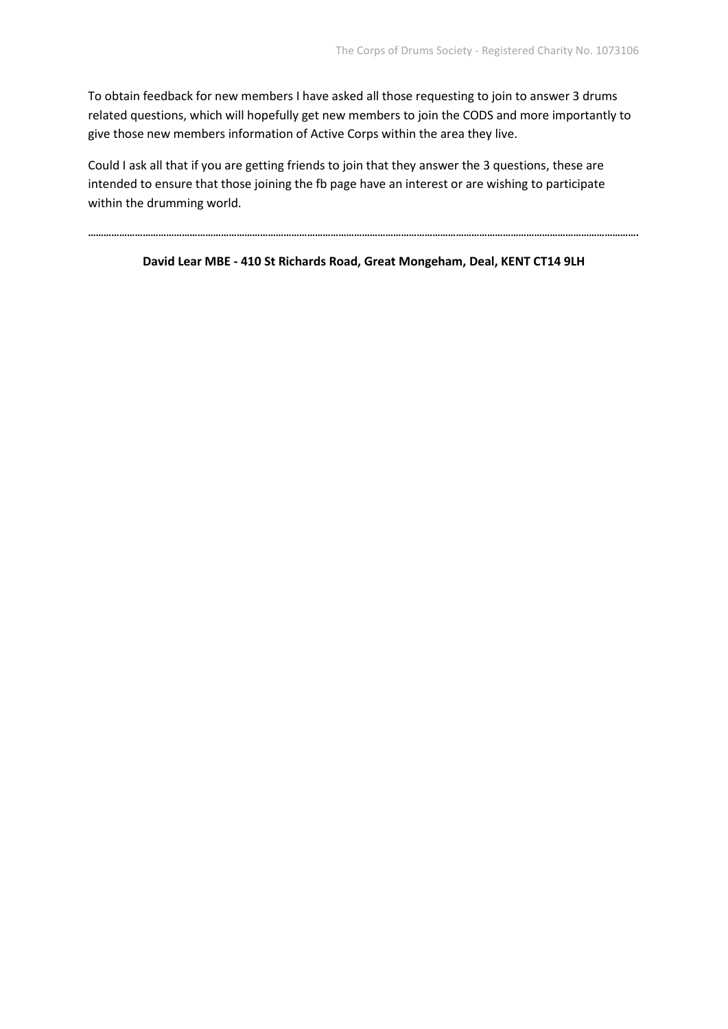To obtain feedback for new members I have asked all those requesting to join to answer 3 drums related questions, which will hopefully get new members to join the CODS and more importantly to give those new members information of Active Corps within the area they live.

Could I ask all that if you are getting friends to join that they answer the 3 questions, these are intended to ensure that those joining the fb page have an interest or are wishing to participate within the drumming world.

………………………………………………………………………………………………………………………………………………………………………….

**David Lear MBE - 410 St Richards Road, Great Mongeham, Deal, KENT CT14 9LH**